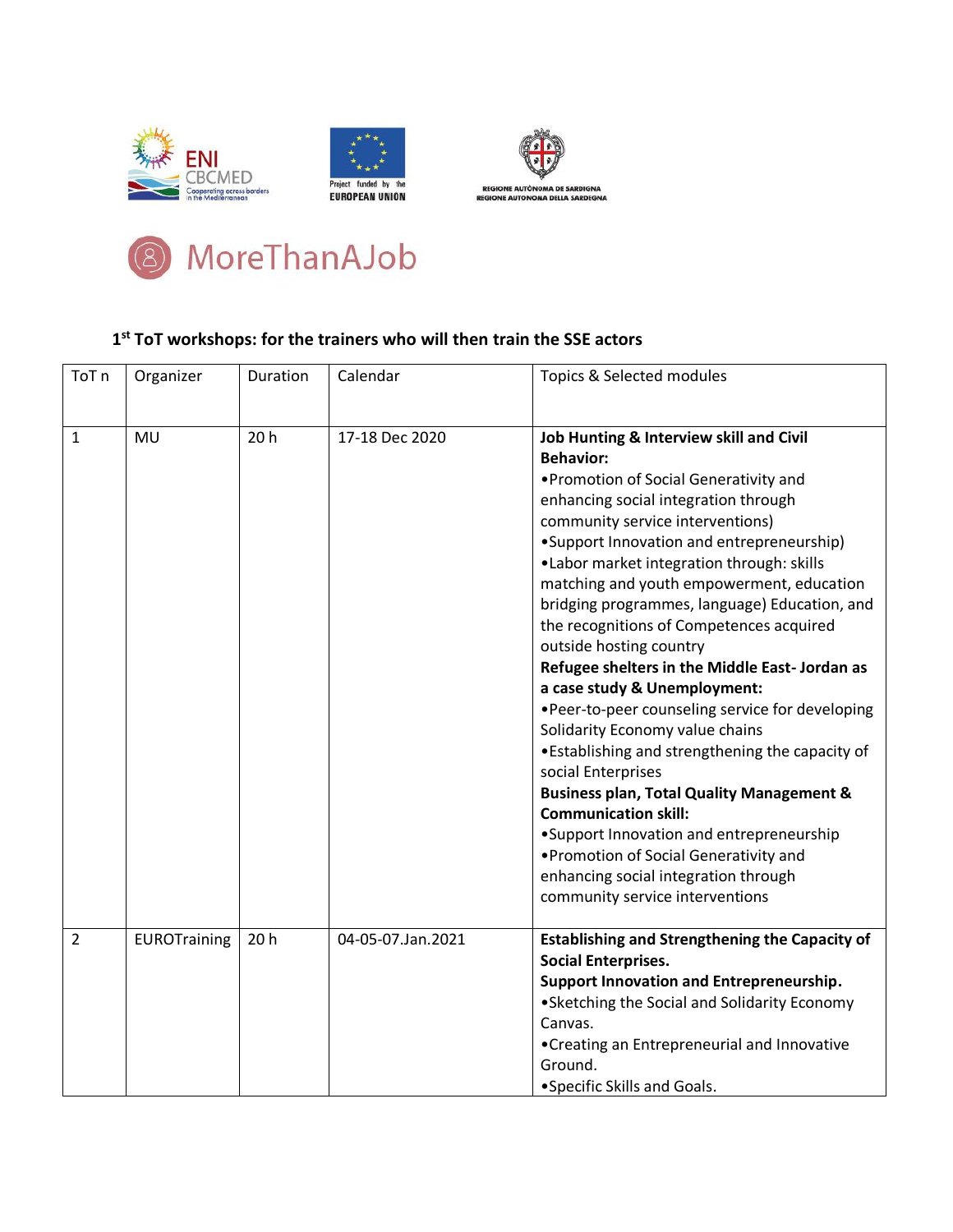ENI CBCMED Cooperating across borders in the Mediterranean

Project funded by the EUROPEAN UNION

REGIONE AUTÒNOMA DE SARDIGNA
REGIONE AUTONOMA DELLA SARDEGNA

# MoreThanAJob

### 1st ToT workshops: for the trainers who will then train the SSE actors

| ToT n | Organizer | Duration | Calendar | Topics & Selected modules |
|---|---|---|---|---|
| 1 | MU | 20 h | 17-18 Dec 2020 | **Job Hunting & Interview skill and Civil Behavior:**<br>•Promotion of Social Generativity and enhancing social integration through community service interventions)<br>•Support Innovation and entrepreneurship)<br>•Labor market integration through: skills matching and youth empowerment, education bridging programmes, language) Education, and the recognitions of Competences acquired outside hosting country<br>**Refugee shelters in the Middle East- Jordan as a case study & Unemployment:**<br>•Peer-to-peer counseling service for developing Solidarity Economy value chains<br>•Establishing and strengthening the capacity of social Enterprises<br>**Business plan, Total Quality Management & Communication skill:**<br>•Support Innovation and entrepreneurship<br>•Promotion of Social Generativity and enhancing social integration through community service interventions |
| 2 | EUROTraining | 20 h | 04-05-07.Jan.2021 | **Establishing and Strengthening the Capacity of Social Enterprises.**<br>**Support Innovation and Entrepreneurship.**<br>•Sketching the Social and Solidarity Economy Canvas.<br>•Creating an Entrepreneurial and Innovative Ground.<br>•Specific Skills and Goals. |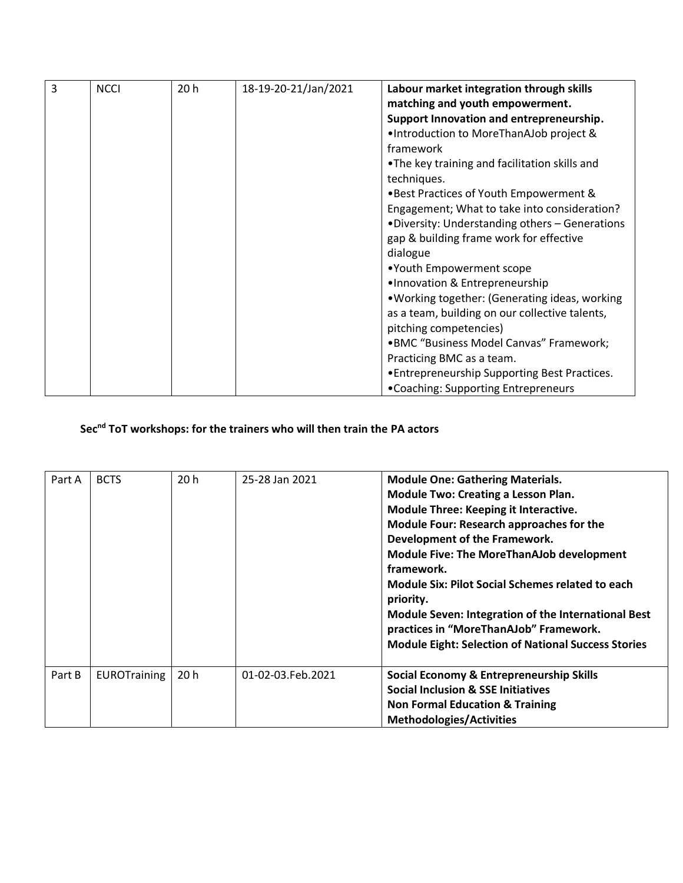| | | | | |
|---|---|---|---|---|
| 3 | NCCI | 20 h | 18-19-20-21/Jan/2021 | **Labour market integration through skills matching and youth empowerment.**<br>**Support Innovation and entrepreneurship.**<br>•Introduction to MoreThanAJob project & framework<br>•The key training and facilitation skills and techniques.<br>•Best Practices of Youth Empowerment & Engagement; What to take into consideration?<br>•Diversity: Understanding others – Generations gap & building frame work for effective dialogue<br>•Youth Empowerment scope<br>•Innovation & Entrepreneurship<br>•Working together: (Generating ideas, working as a team, building on our collective talents, pitching competencies)<br>•BMC "Business Model Canvas" Framework; Practicing BMC as a team.<br>•Entrepreneurship Supporting Best Practices.<br>•Coaching: Supporting Entrepreneurs |

**Sec[nd] ToT workshops: for the trainers who will then train the PA actors**

| | | | | |
|---|---|---|---|---|
| Part A | BCTS | 20 h | 25-28 Jan 2021 | **Module One: Gathering Materials.**<br>**Module Two: Creating a Lesson Plan.**<br>**Module Three: Keeping it Interactive.**<br>**Module Four: Research approaches for the Development of the Framework.**<br>**Module Five: The MoreThanAJob development framework.**<br>**Module Six: Pilot Social Schemes related to each priority.**<br>**Module Seven: Integration of the International Best practices in "MoreThanAJob" Framework.**<br>**Module Eight: Selection of National Success Stories** |
| Part B | EUROTraining | 20 h | 01-02-03.Feb.2021 | **Social Economy & Entrepreneurship Skills**<br>**Social Inclusion & SSE Initiatives**<br>**Non Formal Education & Training Methodologies/Activities** |